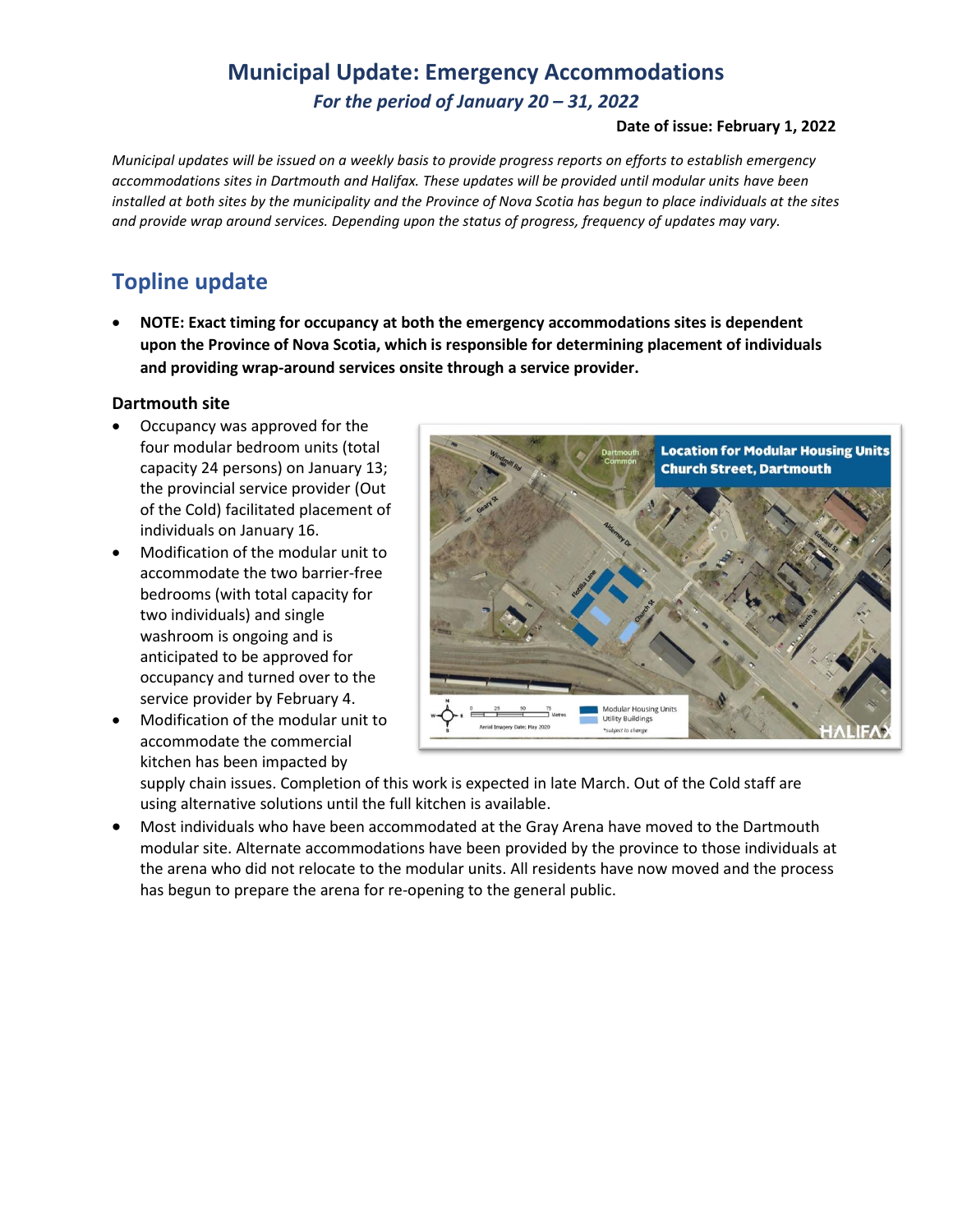// Municipal Update: Emergency Accommodations

# Municipal Update: Emergency Accommodations

*For the period of January 20 – 31, 2022*

**Date of issue: February 1, 2022**

*Municipal updates will be issued on a weekly basis to provide progress reports on efforts to establish emergency accommodations sites in Dartmouth and Halifax. These updates will be provided until modular units have been installed at both sites by the municipality and the Province of Nova Scotia has begun to place individuals at the sites and provide wrap around services. Depending upon the status of progress, frequency of updates may vary.*

## Topline update

- **NOTE: Exact timing for occupancy at both the emergency accommodations sites is dependent upon the Province of Nova Scotia, which is responsible for determining placement of individuals and providing wrap-around services onsite through a service provider.**

### Dartmouth site

- Occupancy was approved for the four modular bedroom units (total capacity 24 persons) on January 13; the provincial service provider (Out of the Cold) facilitated placement of individuals on January 16.
- Modification of the modular unit to accommodate the two barrier-free bedrooms (with total capacity for two individuals) and single washroom is ongoing and is anticipated to be approved for occupancy and turned over to the service provider by February 4.
- Modification of the modular unit to accommodate the commercial kitchen has been impacted by supply chain issues. Completion of this work is expected in late March. Out of the Cold staff are using alternative solutions until the full kitchen is available.
- Most individuals who have been accommodated at the Gray Arena have moved to the Dartmouth modular site. Alternate accommodations have been provided by the province to those individuals at the arena who did not relocate to the modular units. All residents have now moved and the process has begun to prepare the arena for re-opening to the general public.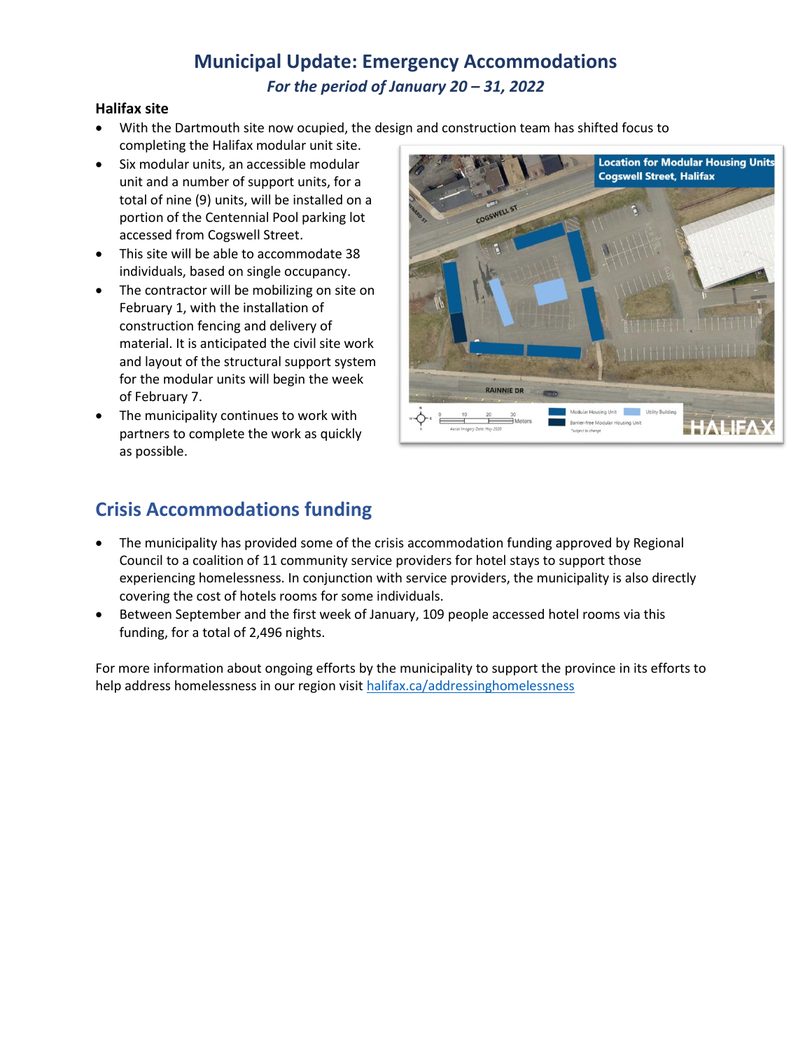# Municipal Update: Emergency Accommodations

*For the period of January 20 – 31, 2022*

**Halifax site**

- With the Dartmouth site now ocupied, the design and construction team has shifted focus to completing the Halifax modular unit site.
- Six modular units, an accessible modular unit and a number of support units, for a total of nine (9) units, will be installed on a portion of the Centennial Pool parking lot accessed from Cogswell Street.
- This site will be able to accommodate 38 individuals, based on single occupancy.
- The contractor will be mobilizing on site on February 1, with the installation of construction fencing and delivery of material. It is anticipated the civil site work and layout of the structural support system for the modular units will begin the week of February 7.
- The municipality continues to work with partners to complete the work as quickly as possible.

Location for Modular Housing Units
Cogswell Street, Halifax

COGSWELL ST
RAINNIE DR
0 10 20 30 Meters
Modular Housing Unit
Utility Building
Barrier-free Modular Housing Unit
HALIFAX

## Crisis Accommodations funding

- The municipality has provided some of the crisis accommodation funding approved by Regional Council to a coalition of 11 community service providers for hotel stays to support those experiencing homelessness. In conjunction with service providers, the municipality is also directly covering the cost of hotels rooms for some individuals.
- Between September and the first week of January, 109 people accessed hotel rooms via this funding, for a total of 2,496 nights.

For more information about ongoing efforts by the municipality to support the province in its efforts to help address homelessness in our region visit [halifax.ca/addressinghomelessness](halifax.ca/addressinghomelessness)